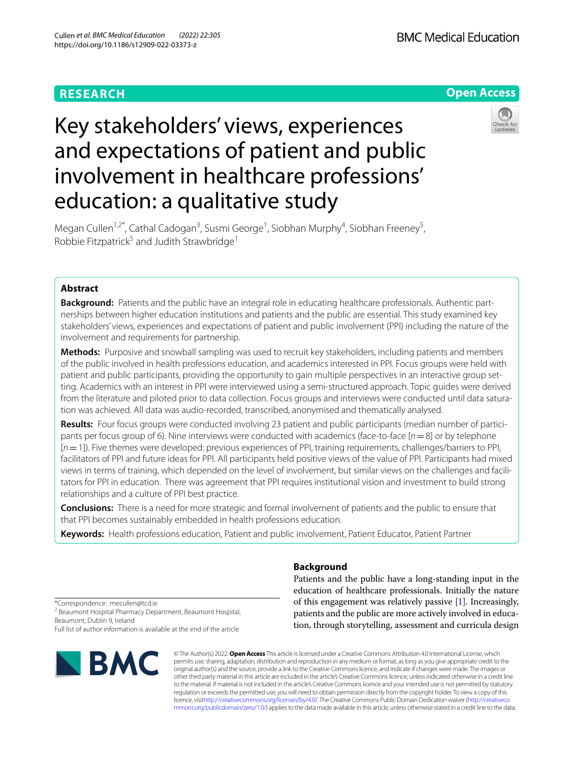RESEARCH

Open Access

# Key stakeholders' views, experiences and expectations of patient and public involvement in healthcare professions' education: a qualitative study

Megan Cullen[1,2*], Cathal Cadogan[3], Susmi George[1], Siobhan Murphy[4], Siobhan Freeney[5], Robbie Fitzpatrick[5] and Judith Strawbridge[1]

## Abstract

**Background:** Patients and the public have an integral role in educating healthcare professionals. Authentic partnerships between higher education institutions and patients and the public are essential. This study examined key stakeholders' views, experiences and expectations of patient and public involvement (PPI) including the nature of the involvement and requirements for partnership.

**Methods:** Purposive and snowball sampling was used to recruit key stakeholders, including patients and members of the public involved in health professions education, and academics interested in PPI. Focus groups were held with patient and public participants, providing the opportunity to gain multiple perspectives in an interactive group setting. Academics with an interest in PPI were interviewed using a semi-structured approach. Topic guides were derived from the literature and piloted prior to data collection. Focus groups and interviews were conducted until data saturation was achieved. All data was audio-recorded, transcribed, anonymised and thematically analysed.

**Results:** Four focus groups were conducted involving 23 patient and public participants (median number of participants per focus group of 6). Nine interviews were conducted with academics (face-to-face [$n=8$] or by telephone [$n=1$]). Five themes were developed: previous experiences of PPI, training requirements, challenges/barriers to PPI, facilitators of PPI and future ideas for PPI. All participants held positive views of the value of PPI. Participants had mixed views in terms of training, which depended on the level of involvement, but similar views on the challenges and facilitators for PPI in education. There was agreement that PPI requires institutional vision and investment to build strong relationships and a culture of PPI best practice.

**Conclusions:** There is a need for more strategic and formal involvement of patients and the public to ensure that that PPI becomes sustainably embedded in health professions education.

**Keywords:** Health professions education, Patient and public involvement, Patient Educator, Patient Partner

## Background

Patients and the public have a long-standing input in the education of healthcare professionals. Initially the nature of this engagement was relatively passive [1]. Increasingly, patients and the public are more actively involved in education, through storytelling, assessment and curricula design

*Correspondence: mecullen@tcd.ie

[2] Beaumont Hospital Pharmacy Department, Beaumont Hospital, Beaumont, Dublin 9, Ireland

Full list of author information is available at the end of the article

© The Author(s) 2022. **Open Access** This article is licensed under a Creative Commons Attribution 4.0 International License, which permits use, sharing, adaptation, distribution and reproduction in any medium or format, as long as you give appropriate credit to the original author(s) and the source, provide a link to the Creative Commons licence, and indicate if changes were made. The images or other third party material in this article are included in the article's Creative Commons licence, unless indicated otherwise in a credit line to the material. If material is not included in the article's Creative Commons licence and your intended use is not permitted by statutory regulation or exceeds the permitted use, you will need to obtain permission directly from the copyright holder. To view a copy of this licence, visit http://creativecommons.org/licenses/by/4.0/. The Creative Commons Public Domain Dedication waiver (http://creativecommons.org/publicdomain/zero/1.0/) applies to the data made available in this article, unless otherwise stated in a credit line to the data.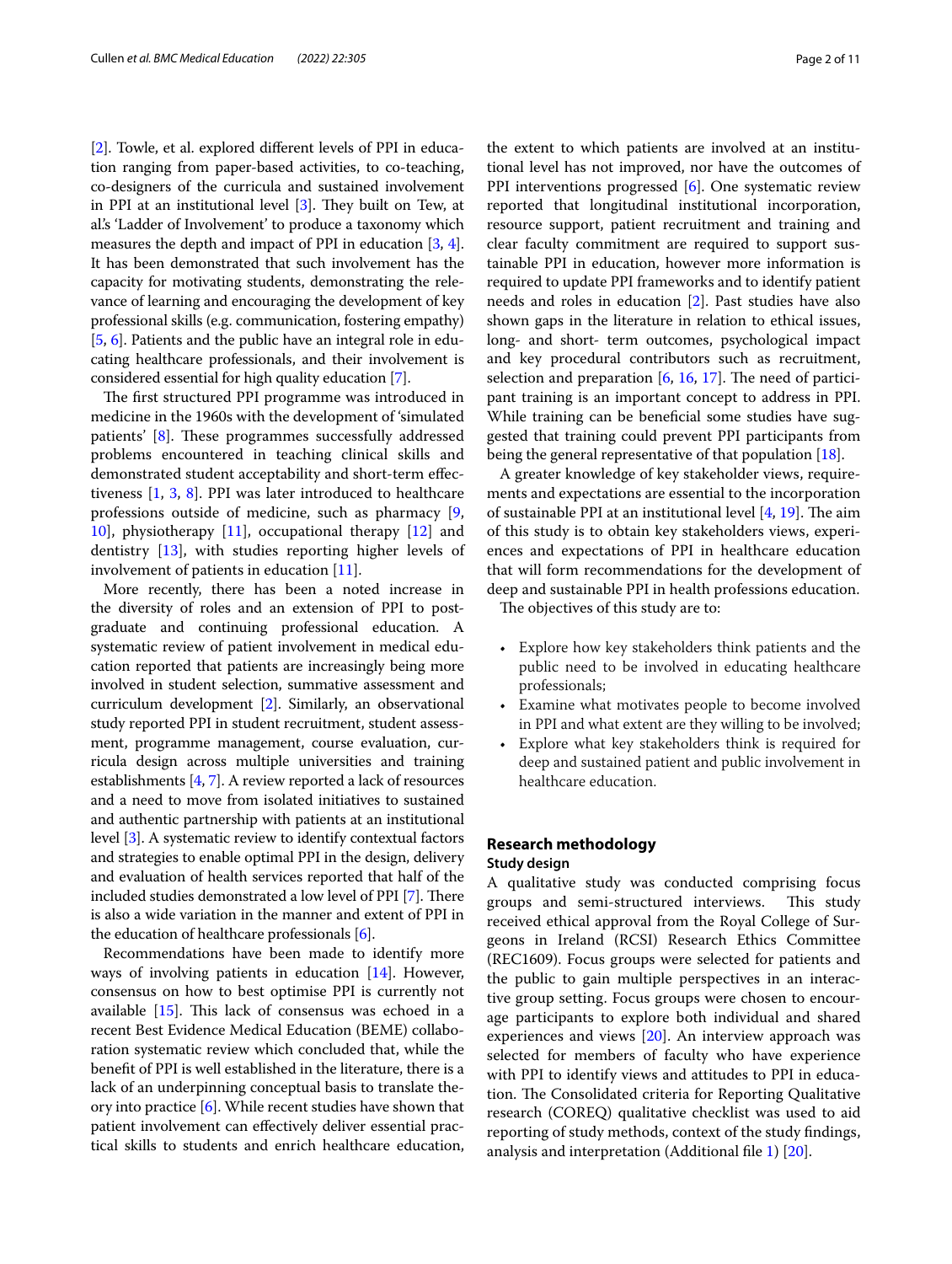[2]. Towle, et al. explored different levels of PPI in education ranging from paper-based activities, to co-teaching, co-designers of the curricula and sustained involvement in PPI at an institutional level [3]. They built on Tew, at al.'s 'Ladder of Involvement' to produce a taxonomy which measures the depth and impact of PPI in education [3, 4]. It has been demonstrated that such involvement has the capacity for motivating students, demonstrating the relevance of learning and encouraging the development of key professional skills (e.g. communication, fostering empathy) [5, 6]. Patients and the public have an integral role in educating healthcare professionals, and their involvement is considered essential for high quality education [7].

The first structured PPI programme was introduced in medicine in the 1960s with the development of 'simulated patients' [8]. These programmes successfully addressed problems encountered in teaching clinical skills and demonstrated student acceptability and short-term effectiveness [1, 3, 8]. PPI was later introduced to healthcare professions outside of medicine, such as pharmacy [9, 10], physiotherapy [11], occupational therapy [12] and dentistry [13], with studies reporting higher levels of involvement of patients in education [11].

More recently, there has been a noted increase in the diversity of roles and an extension of PPI to post-graduate and continuing professional education. A systematic review of patient involvement in medical education reported that patients are increasingly being more involved in student selection, summative assessment and curriculum development [2]. Similarly, an observational study reported PPI in student recruitment, student assessment, programme management, course evaluation, curricula design across multiple universities and training establishments [4, 7]. A review reported a lack of resources and a need to move from isolated initiatives to sustained and authentic partnership with patients at an institutional level [3]. A systematic review to identify contextual factors and strategies to enable optimal PPI in the design, delivery and evaluation of health services reported that half of the included studies demonstrated a low level of PPI [7]. There is also a wide variation in the manner and extent of PPI in the education of healthcare professionals [6].

Recommendations have been made to identify more ways of involving patients in education [14]. However, consensus on how to best optimise PPI is currently not available [15]. This lack of consensus was echoed in a recent Best Evidence Medical Education (BEME) collaboration systematic review which concluded that, while the benefit of PPI is well established in the literature, there is a lack of an underpinning conceptual basis to translate theory into practice [6]. While recent studies have shown that patient involvement can effectively deliver essential practical skills to students and enrich healthcare education, the extent to which patients are involved at an institutional level has not improved, nor have the outcomes of PPI interventions progressed [6]. One systematic review reported that longitudinal institutional incorporation, resource support, patient recruitment and training and clear faculty commitment are required to support sustainable PPI in education, however more information is required to update PPI frameworks and to identify patient needs and roles in education [2]. Past studies have also shown gaps in the literature in relation to ethical issues, long- and short- term outcomes, psychological impact and key procedural contributors such as recruitment, selection and preparation [6, 16, 17]. The need of participant training is an important concept to address in PPI. While training can be beneficial some studies have suggested that training could prevent PPI participants from being the general representative of that population [18].

A greater knowledge of key stakeholder views, requirements and expectations are essential to the incorporation of sustainable PPI at an institutional level [4, 19]. The aim of this study is to obtain key stakeholders views, experiences and expectations of PPI in healthcare education that will form recommendations for the development of deep and sustainable PPI in health professions education.

The objectives of this study are to:

- Explore how key stakeholders think patients and the public need to be involved in educating healthcare professionals;
- Examine what motivates people to become involved in PPI and what extent are they willing to be involved;
- Explore what key stakeholders think is required for deep and sustained patient and public involvement in healthcare education.

## Research methodology

### Study design

A qualitative study was conducted comprising focus groups and semi-structured interviews. This study received ethical approval from the Royal College of Surgeons in Ireland (RCSI) Research Ethics Committee (REC1609). Focus groups were selected for patients and the public to gain multiple perspectives in an interactive group setting. Focus groups were chosen to encourage participants to explore both individual and shared experiences and views [20]. An interview approach was selected for members of faculty who have experience with PPI to identify views and attitudes to PPI in education. The Consolidated criteria for Reporting Qualitative research (COREQ) qualitative checklist was used to aid reporting of study methods, context of the study findings, analysis and interpretation (Additional file 1) [20].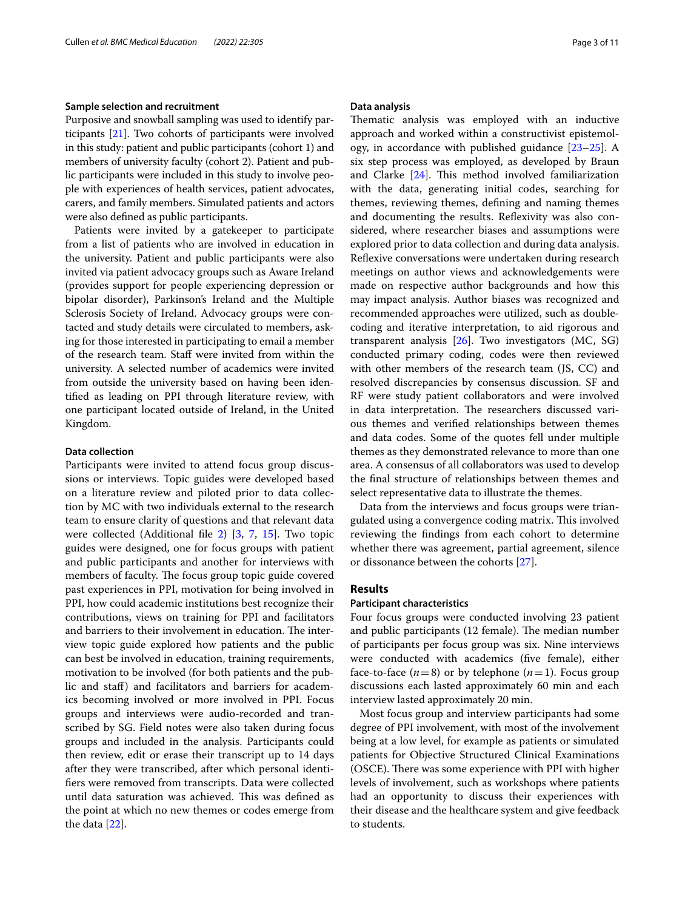### Sample selection and recruitment

Purposive and snowball sampling was used to identify participants [21]. Two cohorts of participants were involved in this study: patient and public participants (cohort 1) and members of university faculty (cohort 2). Patient and public participants were included in this study to involve people with experiences of health services, patient advocates, carers, and family members. Simulated patients and actors were also defined as public participants.

Patients were invited by a gatekeeper to participate from a list of patients who are involved in education in the university. Patient and public participants were also invited via patient advocacy groups such as Aware Ireland (provides support for people experiencing depression or bipolar disorder), Parkinson's Ireland and the Multiple Sclerosis Society of Ireland. Advocacy groups were contacted and study details were circulated to members, asking for those interested in participating to email a member of the research team. Staff were invited from within the university. A selected number of academics were invited from outside the university based on having been identified as leading on PPI through literature review, with one participant located outside of Ireland, in the United Kingdom.

### Data collection

Participants were invited to attend focus group discussions or interviews. Topic guides were developed based on a literature review and piloted prior to data collection by MC with two individuals external to the research team to ensure clarity of questions and that relevant data were collected (Additional file 2) [3, 7, 15]. Two topic guides were designed, one for focus groups with patient and public participants and another for interviews with members of faculty. The focus group topic guide covered past experiences in PPI, motivation for being involved in PPI, how could academic institutions best recognize their contributions, views on training for PPI and facilitators and barriers to their involvement in education. The interview topic guide explored how patients and the public can best be involved in education, training requirements, motivation to be involved (for both patients and the public and staff) and facilitators and barriers for academics becoming involved or more involved in PPI. Focus groups and interviews were audio-recorded and transcribed by SG. Field notes were also taken during focus groups and included in the analysis. Participants could then review, edit or erase their transcript up to 14 days after they were transcribed, after which personal identifiers were removed from transcripts. Data were collected until data saturation was achieved. This was defined as the point at which no new themes or codes emerge from the data [22].

### Data analysis

Thematic analysis was employed with an inductive approach and worked within a constructivist epistemology, in accordance with published guidance [23–25]. A six step process was employed, as developed by Braun and Clarke [24]. This method involved familiarization with the data, generating initial codes, searching for themes, reviewing themes, defining and naming themes and documenting the results. Reflexivity was also considered, where researcher biases and assumptions were explored prior to data collection and during data analysis. Reflexive conversations were undertaken during research meetings on author views and acknowledgements were made on respective author backgrounds and how this may impact analysis. Author biases was recognized and recommended approaches were utilized, such as double-coding and iterative interpretation, to aid rigorous and transparent analysis [26]. Two investigators (MC, SG) conducted primary coding, codes were then reviewed with other members of the research team (JS, CC) and resolved discrepancies by consensus discussion. SF and RF were study patient collaborators and were involved in data interpretation. The researchers discussed various themes and verified relationships between themes and data codes. Some of the quotes fell under multiple themes as they demonstrated relevance to more than one area. A consensus of all collaborators was used to develop the final structure of relationships between themes and select representative data to illustrate the themes.

Data from the interviews and focus groups were triangulated using a convergence coding matrix. This involved reviewing the findings from each cohort to determine whether there was agreement, partial agreement, silence or dissonance between the cohorts [27].

## Results

### Participant characteristics

Four focus groups were conducted involving 23 patient and public participants (12 female). The median number of participants per focus group was six. Nine interviews were conducted with academics (five female), either face-to-face ($n=8$) or by telephone ($n=1$). Focus group discussions each lasted approximately 60 min and each interview lasted approximately 20 min.

Most focus group and interview participants had some degree of PPI involvement, with most of the involvement being at a low level, for example as patients or simulated patients for Objective Structured Clinical Examinations (OSCE). There was some experience with PPI with higher levels of involvement, such as workshops where patients had an opportunity to discuss their experiences with their disease and the healthcare system and give feedback to students.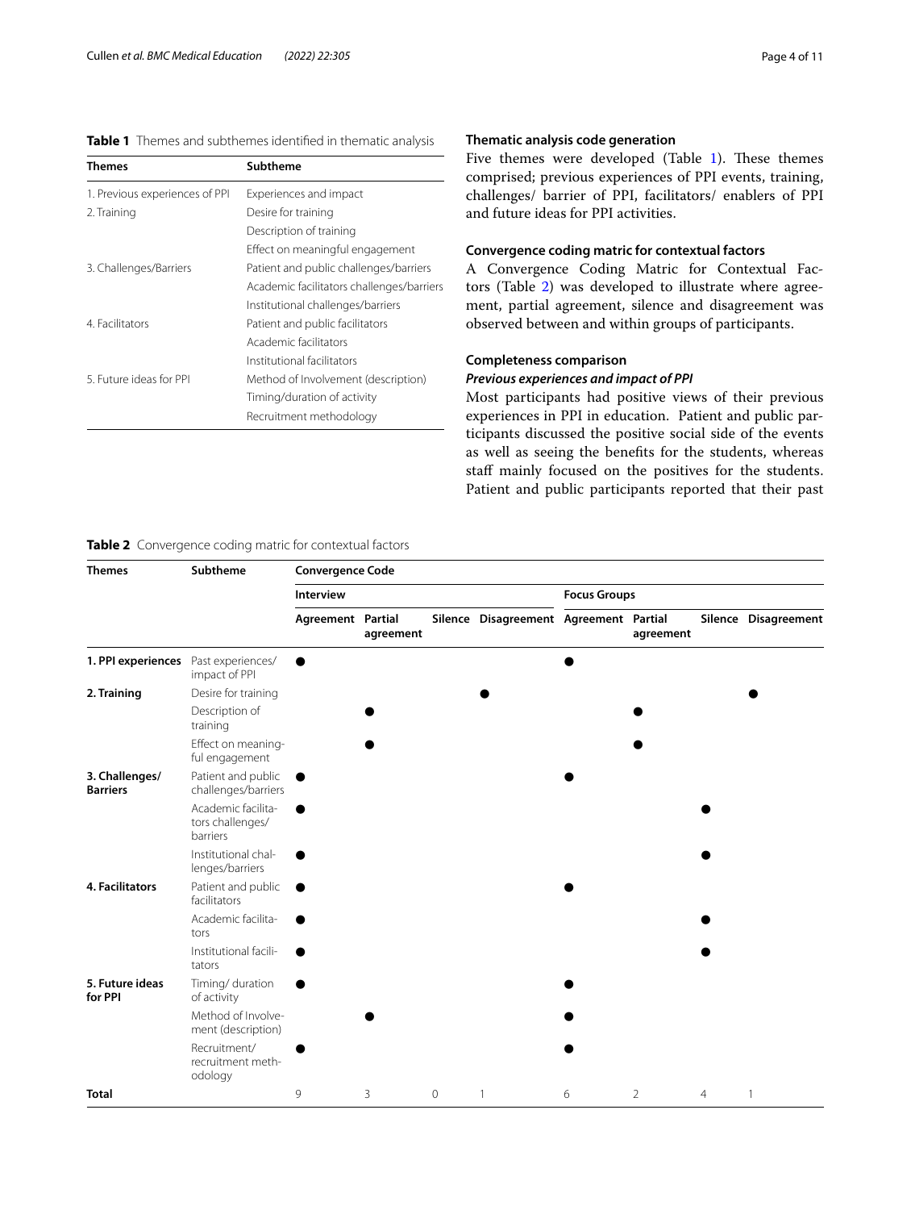**Table 1** Themes and subthemes identified in thematic analysis

| Themes | Subtheme |
|---|---|
| 1. Previous experiences of PPI | Experiences and impact |
| 2. Training | Desire for training |
| | Description of training |
| | Effect on meaningful engagement |
| 3. Challenges/Barriers | Patient and public challenges/barriers |
| | Academic facilitators challenges/barriers |
| | Institutional challenges/barriers |
| 4. Facilitators | Patient and public facilitators |
| | Academic facilitators |
| | Institutional facilitators |
| 5. Future ideas for PPI | Method of Involvement (description) |
| | Timing/duration of activity |
| | Recruitment methodology |

### Thematic analysis code generation

Five themes were developed (Table 1). These themes comprised; previous experiences of PPI events, training, challenges/ barrier of PPI, facilitators/ enablers of PPI and future ideas for PPI activities.

### Convergence coding matric for contextual factors

A Convergence Coding Matric for Contextual Factors (Table 2) was developed to illustrate where agreement, partial agreement, silence and disagreement was observed between and within groups of participants.

### Completeness comparison

#### *Previous experiences and impact of PPI*

Most participants had positive views of their previous experiences in PPI in education. Patient and public participants discussed the positive social side of the events as well as seeing the benefits for the students, whereas staff mainly focused on the positives for the students. Patient and public participants reported that their past

**Table 2** Convergence coding matric for contextual factors

| Themes | Subtheme | Convergence Code | | | | | | | |
|---|---|---|---|---|---|---|---|---|---|
| | | Interview | | | | Focus Groups | | | |
| | | Agreement | Partial agreement | Silence | Disagreement | Agreement | Partial agreement | Silence | Disagreement |
| **1. PPI experiences** | Past experiences/ impact of PPI | ● | | | | ● | | | |
| **2. Training** | Desire for training | | | | ● | | | | ● |
| | Description of training | | ● | | | | ● | | |
| | Effect on meaningful engagement | | ● | | | | ● | | |
| **3. Challenges/ Barriers** | Patient and public challenges/barriers | ● | | | | ● | | | |
| | Academic facilitators challenges/ barriers | ● | | | | | | ● | |
| | Institutional challenges/barriers | ● | | | | | | ● | |
| **4. Facilitators** | Patient and public facilitators | ● | | | | ● | | | |
| | Academic facilitators | ● | | | | | | ● | |
| | Institutional facilitators | ● | | | | | | ● | |
| **5. Future ideas for PPI** | Timing/ duration of activity | ● | | | | ● | | | |
| | Method of Involvement (description) | | ● | | | ● | | | |
| | Recruitment/ recruitment methodology | ● | | | | ● | | | |
| **Total** | | 9 | 3 | 0 | 1 | 6 | 2 | 4 | 1 |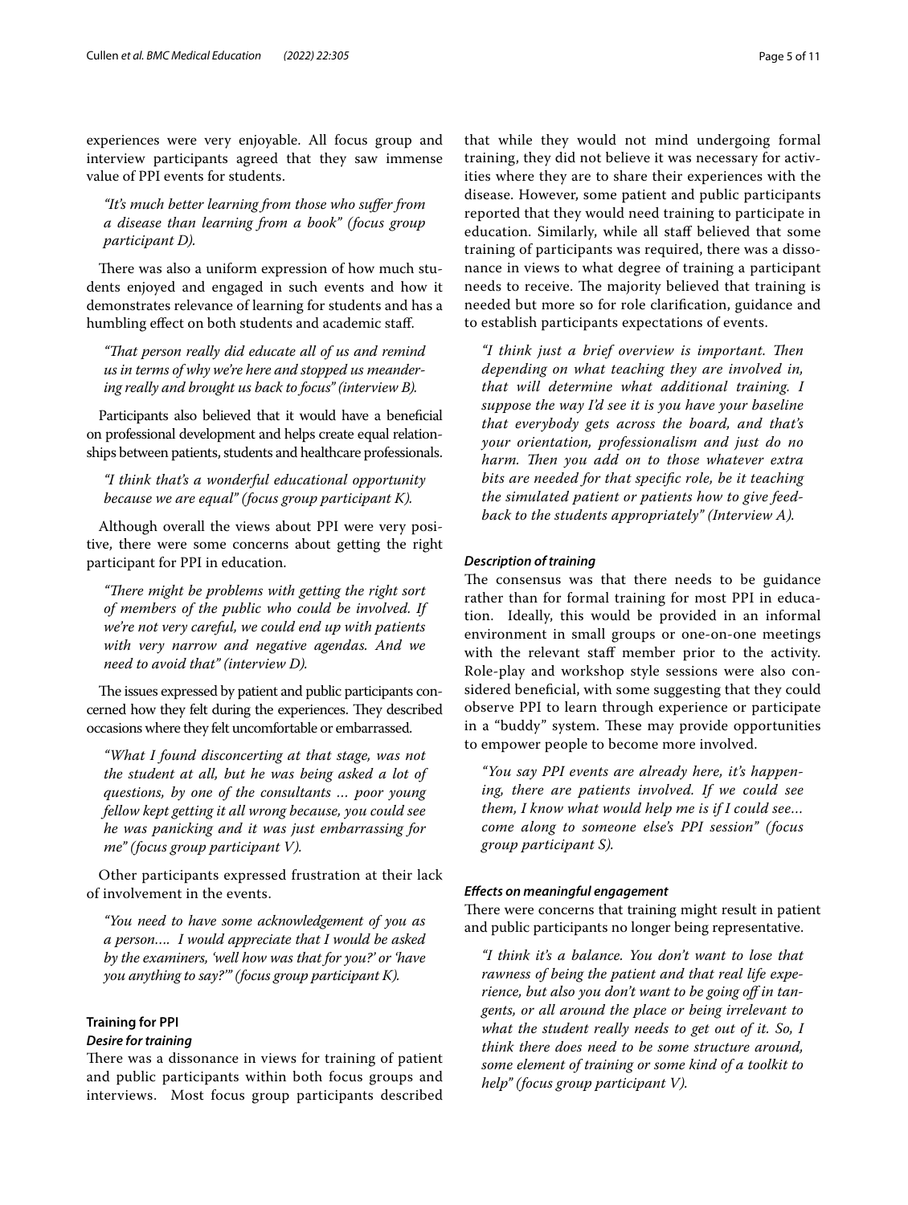experiences were very enjoyable. All focus group and interview participants agreed that they saw immense value of PPI events for students.

> *"It's much better learning from those who suffer from a disease than learning from a book" (focus group participant D).*

There was also a uniform expression of how much students enjoyed and engaged in such events and how it demonstrates relevance of learning for students and has a humbling effect on both students and academic staff.

> *"That person really did educate all of us and remind us in terms of why we're here and stopped us meandering really and brought us back to focus" (interview B).*

Participants also believed that it would have a beneficial on professional development and helps create equal relationships between patients, students and healthcare professionals.

> *"I think that's a wonderful educational opportunity because we are equal" (focus group participant K).*

Although overall the views about PPI were very positive, there were some concerns about getting the right participant for PPI in education.

> *"There might be problems with getting the right sort of members of the public who could be involved. If we're not very careful, we could end up with patients with very narrow and negative agendas. And we need to avoid that" (interview D).*

The issues expressed by patient and public participants concerned how they felt during the experiences. They described occasions where they felt uncomfortable or embarrassed.

> *"What I found disconcerting at that stage, was not the student at all, but he was being asked a lot of questions, by one of the consultants ... poor young fellow kept getting it all wrong because, you could see he was panicking and it was just embarrassing for me" (focus group participant V).*

Other participants expressed frustration at their lack of involvement in the events.

> *"You need to have some acknowledgement of you as a person.... I would appreciate that I would be asked by the examiners, 'well how was that for you?' or 'have you anything to say?'" (focus group participant K).*

### Training for PPI

#### *Desire for training*

There was a dissonance in views for training of patient and public participants within both focus groups and interviews. Most focus group participants described that while they would not mind undergoing formal training, they did not believe it was necessary for activities where they are to share their experiences with the disease. However, some patient and public participants reported that they would need training to participate in education. Similarly, while all staff believed that some training of participants was required, there was a dissonance in views to what degree of training a participant needs to receive. The majority believed that training is needed but more so for role clarification, guidance and to establish participants expectations of events.

> *"I think just a brief overview is important. Then depending on what teaching they are involved in, that will determine what additional training. I suppose the way I'd see it is you have your baseline that everybody gets across the board, and that's your orientation, professionalism and just do no harm. Then you add on to those whatever extra bits are needed for that specific role, be it teaching the simulated patient or patients how to give feedback to the students appropriately" (Interview A).*

#### *Description of training*

The consensus was that there needs to be guidance rather than for formal training for most PPI in education. Ideally, this would be provided in an informal environment in small groups or one-on-one meetings with the relevant staff member prior to the activity. Role-play and workshop style sessions were also considered beneficial, with some suggesting that they could observe PPI to learn through experience or participate in a "buddy" system. These may provide opportunities to empower people to become more involved.

> *"You say PPI events are already here, it's happening, there are patients involved. If we could see them, I know what would help me is if I could see... come along to someone else's PPI session" (focus group participant S).*

#### *Effects on meaningful engagement*

There were concerns that training might result in patient and public participants no longer being representative.

> *"I think it's a balance. You don't want to lose that rawness of being the patient and that real life experience, but also you don't want to be going off in tangents, or all around the place or being irrelevant to what the student really needs to get out of it. So, I think there does need to be some structure around, some element of training or some kind of a toolkit to help" (focus group participant V).*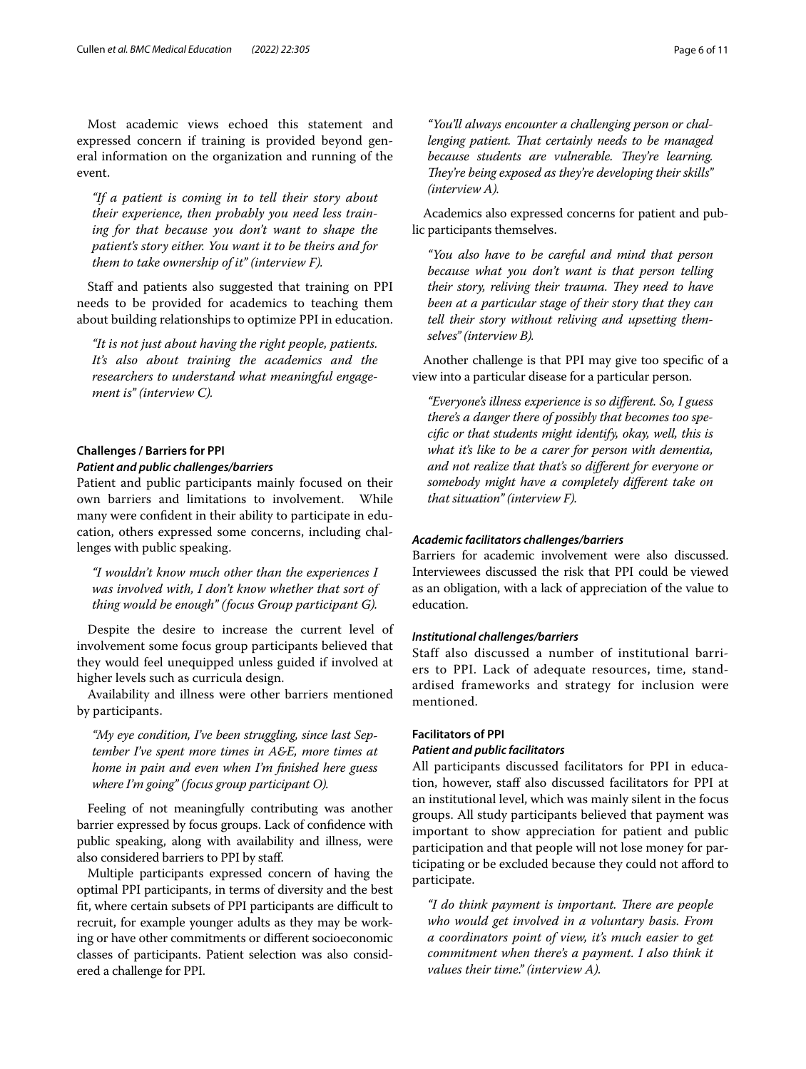Most academic views echoed this statement and expressed concern if training is provided beyond general information on the organization and running of the event.

> *"If a patient is coming in to tell their story about their experience, then probably you need less training for that because you don't want to shape the patient's story either. You want it to be theirs and for them to take ownership of it" (interview F).*

Staff and patients also suggested that training on PPI needs to be provided for academics to teaching them about building relationships to optimize PPI in education.

> *"It is not just about having the right people, patients. It's also about training the academics and the researchers to understand what meaningful engagement is" (interview C).*

### Challenges / Barriers for PPI

#### *Patient and public challenges/barriers*

Patient and public participants mainly focused on their own barriers and limitations to involvement. While many were confident in their ability to participate in education, others expressed some concerns, including challenges with public speaking.

> *"I wouldn't know much other than the experiences I was involved with, I don't know whether that sort of thing would be enough" (focus Group participant G).*

Despite the desire to increase the current level of involvement some focus group participants believed that they would feel unequipped unless guided if involved at higher levels such as curricula design.

Availability and illness were other barriers mentioned by participants.

> *"My eye condition, I've been struggling, since last September I've spent more times in A&E, more times at home in pain and even when I'm finished here guess where I'm going" (focus group participant O).*

Feeling of not meaningfully contributing was another barrier expressed by focus groups. Lack of confidence with public speaking, along with availability and illness, were also considered barriers to PPI by staff.

Multiple participants expressed concern of having the optimal PPI participants, in terms of diversity and the best fit, where certain subsets of PPI participants are difficult to recruit, for example younger adults as they may be working or have other commitments or different socioeconomic classes of participants. Patient selection was also considered a challenge for PPI.

> *"You'll always encounter a challenging person or challenging patient. That certainly needs to be managed because students are vulnerable. They're learning. They're being exposed as they're developing their skills" (interview A).*

Academics also expressed concerns for patient and public participants themselves.

> *"You also have to be careful and mind that person because what you don't want is that person telling their story, reliving their trauma. They need to have been at a particular stage of their story that they can tell their story without reliving and upsetting themselves" (interview B).*

Another challenge is that PPI may give too specific of a view into a particular disease for a particular person.

> *"Everyone's illness experience is so different. So, I guess there's a danger there of possibly that becomes too specific or that students might identify, okay, well, this is what it's like to be a carer for person with dementia, and not realize that that's so different for everyone or somebody might have a completely different take on that situation" (interview F).*

#### *Academic facilitators challenges/barriers*

Barriers for academic involvement were also discussed. Interviewees discussed the risk that PPI could be viewed as an obligation, with a lack of appreciation of the value to education.

#### *Institutional challenges/barriers*

Staff also discussed a number of institutional barriers to PPI. Lack of adequate resources, time, standardised frameworks and strategy for inclusion were mentioned.

### Facilitators of PPI

#### *Patient and public facilitators*

All participants discussed facilitators for PPI in education, however, staff also discussed facilitators for PPI at an institutional level, which was mainly silent in the focus groups. All study participants believed that payment was important to show appreciation for patient and public participation and that people will not lose money for participating or be excluded because they could not afford to participate.

> *"I do think payment is important. There are people who would get involved in a voluntary basis. From a coordinators point of view, it's much easier to get commitment when there's a payment. I also think it values their time." (interview A).*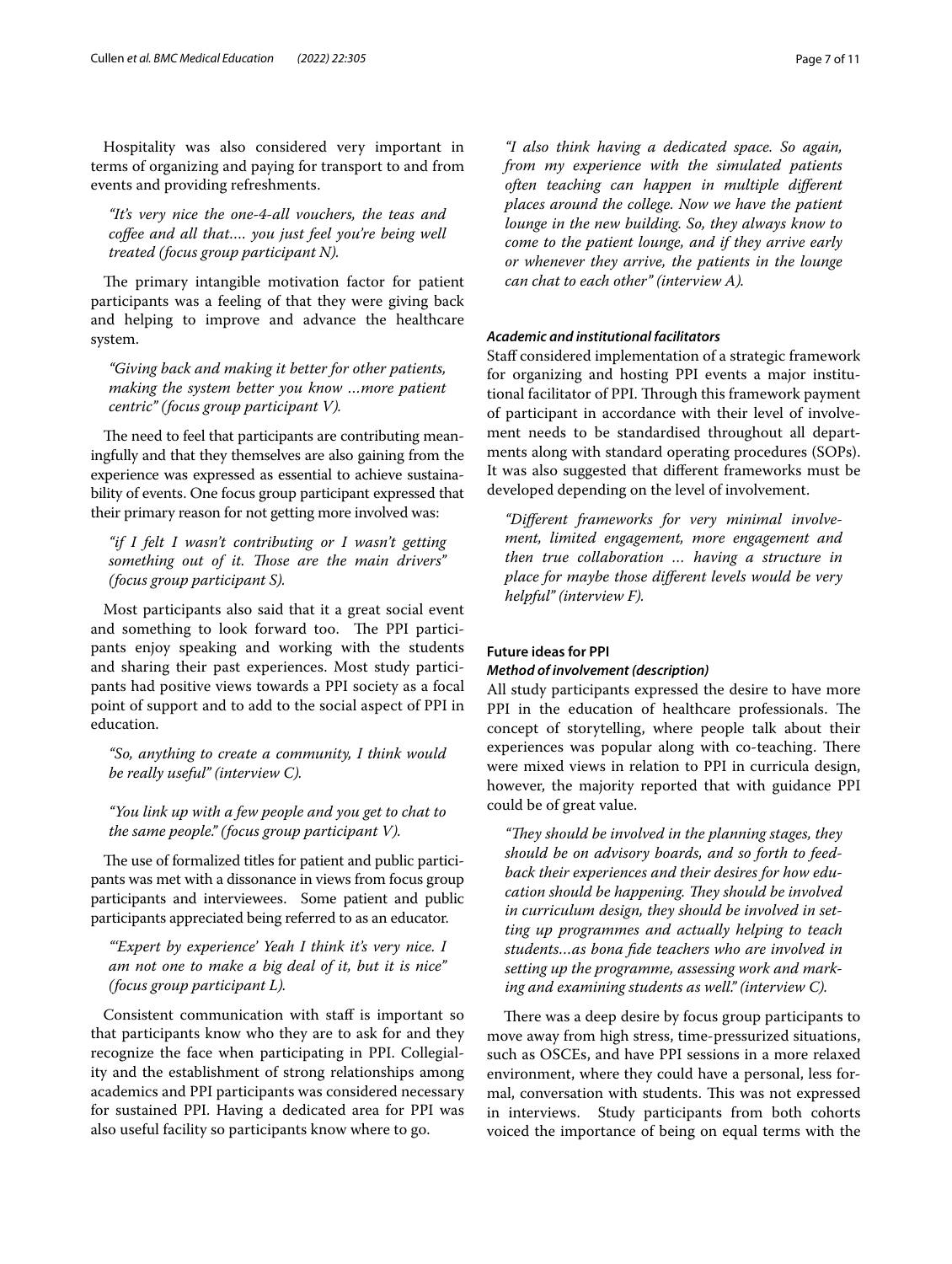Hospitality was also considered very important in terms of organizing and paying for transport to and from events and providing refreshments.

> *"It's very nice the one-4-all vouchers, the teas and coffee and all that…. you just feel you're being well treated (focus group participant N).*

The primary intangible motivation factor for patient participants was a feeling of that they were giving back and helping to improve and advance the healthcare system.

> *"Giving back and making it better for other patients, making the system better you know …more patient centric" (focus group participant V).*

The need to feel that participants are contributing meaningfully and that they themselves are also gaining from the experience was expressed as essential to achieve sustainability of events. One focus group participant expressed that their primary reason for not getting more involved was:

> *"if I felt I wasn't contributing or I wasn't getting something out of it. Those are the main drivers" (focus group participant S).*

Most participants also said that it a great social event and something to look forward too. The PPI participants enjoy speaking and working with the students and sharing their past experiences. Most study participants had positive views towards a PPI society as a focal point of support and to add to the social aspect of PPI in education.

> *"So, anything to create a community, I think would be really useful" (interview C).*

> *"You link up with a few people and you get to chat to the same people." (focus group participant V).*

The use of formalized titles for patient and public participants was met with a dissonance in views from focus group participants and interviewees. Some patient and public participants appreciated being referred to as an educator.

> *"'Expert by experience' Yeah I think it's very nice. I am not one to make a big deal of it, but it is nice" (focus group participant L).*

Consistent communication with staff is important so that participants know who they are to ask for and they recognize the face when participating in PPI. Collegiality and the establishment of strong relationships among academics and PPI participants was considered necessary for sustained PPI. Having a dedicated area for PPI was also useful facility so participants know where to go.

> *"I also think having a dedicated space. So again, from my experience with the simulated patients often teaching can happen in multiple different places around the college. Now we have the patient lounge in the new building. So, they always know to come to the patient lounge, and if they arrive early or whenever they arrive, the patients in the lounge can chat to each other" (interview A).*

#### *Academic and institutional facilitators*

Staff considered implementation of a strategic framework for organizing and hosting PPI events a major institutional facilitator of PPI. Through this framework payment of participant in accordance with their level of involvement needs to be standardised throughout all departments along with standard operating procedures (SOPs). It was also suggested that different frameworks must be developed depending on the level of involvement.

> *"Different frameworks for very minimal involvement, limited engagement, more engagement and then true collaboration … having a structure in place for maybe those different levels would be very helpful" (interview F).*

### Future ideas for PPI

#### *Method of involvement (description)*

All study participants expressed the desire to have more PPI in the education of healthcare professionals. The concept of storytelling, where people talk about their experiences was popular along with co-teaching. There were mixed views in relation to PPI in curricula design, however, the majority reported that with guidance PPI could be of great value.

> *"They should be involved in the planning stages, they should be on advisory boards, and so forth to feedback their experiences and their desires for how education should be happening. They should be involved in curriculum design, they should be involved in setting up programmes and actually helping to teach students…as bona fide teachers who are involved in setting up the programme, assessing work and marking and examining students as well." (interview C).*

There was a deep desire by focus group participants to move away from high stress, time-pressurized situations, such as OSCEs, and have PPI sessions in a more relaxed environment, where they could have a personal, less formal, conversation with students. This was not expressed in interviews. Study participants from both cohorts voiced the importance of being on equal terms with the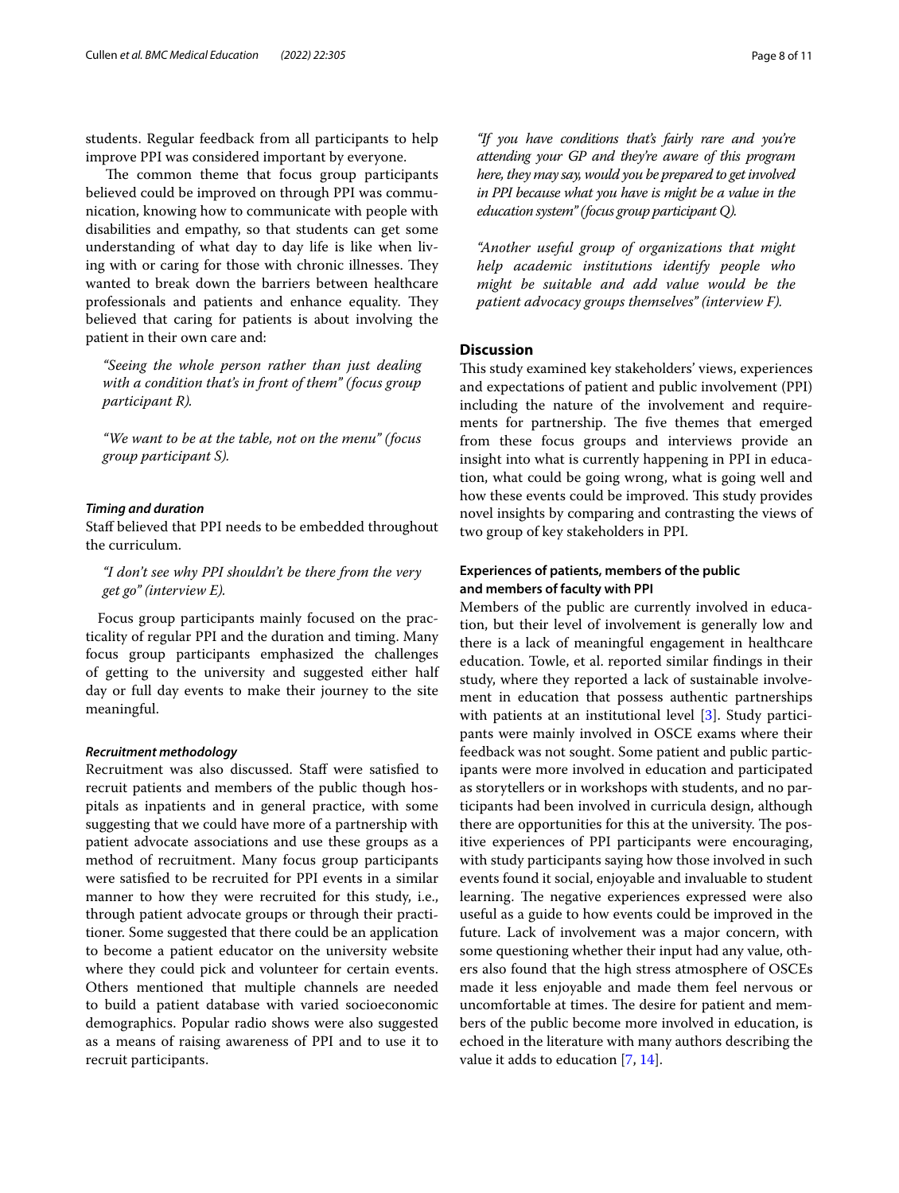students. Regular feedback from all participants to help improve PPI was considered important by everyone.

The common theme that focus group participants believed could be improved on through PPI was communication, knowing how to communicate with people with disabilities and empathy, so that students can get some understanding of what day to day life is like when living with or caring for those with chronic illnesses. They wanted to break down the barriers between healthcare professionals and patients and enhance equality. They believed that caring for patients is about involving the patient in their own care and:

> *"Seeing the whole person rather than just dealing with a condition that's in front of them" (focus group participant R).*

> *"We want to be at the table, not on the menu" (focus group participant S).*

#### *Timing and duration*

Staff believed that PPI needs to be embedded throughout the curriculum.

> *"I don't see why PPI shouldn't be there from the very get go" (interview E).*

Focus group participants mainly focused on the practicality of regular PPI and the duration and timing. Many focus group participants emphasized the challenges of getting to the university and suggested either half day or full day events to make their journey to the site meaningful.

#### *Recruitment methodology*

Recruitment was also discussed. Staff were satisfied to recruit patients and members of the public though hospitals as inpatients and in general practice, with some suggesting that we could have more of a partnership with patient advocate associations and use these groups as a method of recruitment. Many focus group participants were satisfied to be recruited for PPI events in a similar manner to how they were recruited for this study, i.e., through patient advocate groups or through their practitioner. Some suggested that there could be an application to become a patient educator on the university website where they could pick and volunteer for certain events. Others mentioned that multiple channels are needed to build a patient database with varied socioeconomic demographics. Popular radio shows were also suggested as a means of raising awareness of PPI and to use it to recruit participants.

> *"If you have conditions that's fairly rare and you're attending your GP and they're aware of this program here, they may say, would you be prepared to get involved in PPI because what you have is might be a value in the education system" (focus group participant Q).*

> *"Another useful group of organizations that might help academic institutions identify people who might be suitable and add value would be the patient advocacy groups themselves" (interview F).*

## Discussion

This study examined key stakeholders' views, experiences and expectations of patient and public involvement (PPI) including the nature of the involvement and requirements for partnership. The five themes that emerged from these focus groups and interviews provide an insight into what is currently happening in PPI in education, what could be going wrong, what is going well and how these events could be improved. This study provides novel insights by comparing and contrasting the views of two group of key stakeholders in PPI.

### Experiences of patients, members of the public and members of faculty with PPI

Members of the public are currently involved in education, but their level of involvement is generally low and there is a lack of meaningful engagement in healthcare education. Towle, et al. reported similar findings in their study, where they reported a lack of sustainable involvement in education that possess authentic partnerships with patients at an institutional level [3]. Study participants were mainly involved in OSCE exams where their feedback was not sought. Some patient and public participants were more involved in education and participated as storytellers or in workshops with students, and no participants had been involved in curricula design, although there are opportunities for this at the university. The positive experiences of PPI participants were encouraging, with study participants saying how those involved in such events found it social, enjoyable and invaluable to student learning. The negative experiences expressed were also useful as a guide to how events could be improved in the future. Lack of involvement was a major concern, with some questioning whether their input had any value, others also found that the high stress atmosphere of OSCEs made it less enjoyable and made them feel nervous or uncomfortable at times. The desire for patient and members of the public become more involved in education, is echoed in the literature with many authors describing the value it adds to education [7, 14].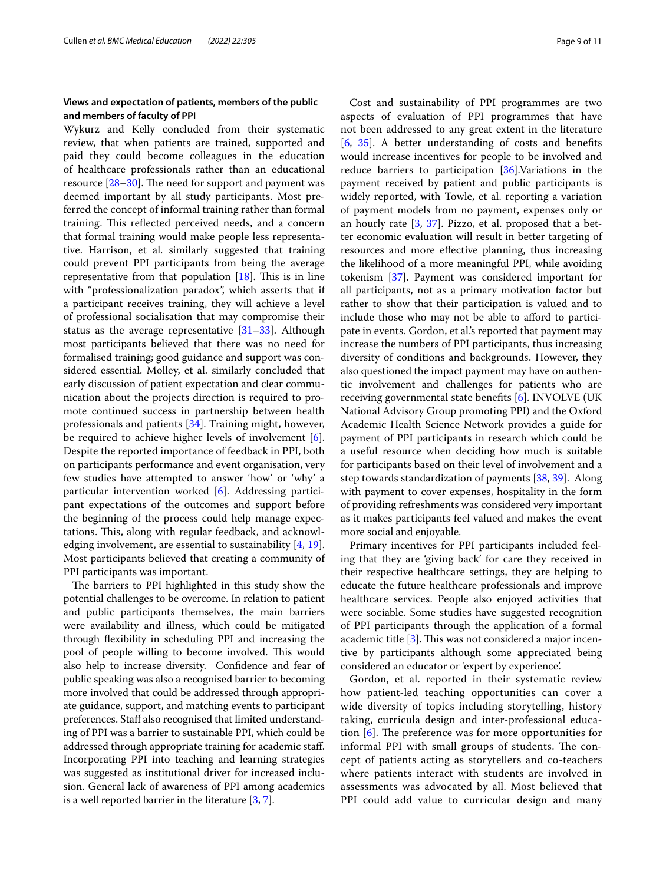### Views and expectation of patients, members of the public and members of faculty of PPI

Wykurz and Kelly concluded from their systematic review, that when patients are trained, supported and paid they could become colleagues in the education of healthcare professionals rather than an educational resource [28–30]. The need for support and payment was deemed important by all study participants. Most preferred the concept of informal training rather than formal training. This reflected perceived needs, and a concern that formal training would make people less representative. Harrison, et al. similarly suggested that training could prevent PPI participants from being the average representative from that population [18]. This is in line with "professionalization paradox", which asserts that if a participant receives training, they will achieve a level of professional socialisation that may compromise their status as the average representative [31–33]. Although most participants believed that there was no need for formalised training; good guidance and support was considered essential. Molley, et al. similarly concluded that early discussion of patient expectation and clear communication about the projects direction is required to promote continued success in partnership between health professionals and patients [34]. Training might, however, be required to achieve higher levels of involvement [6]. Despite the reported importance of feedback in PPI, both on participants performance and event organisation, very few studies have attempted to answer 'how' or 'why' a particular intervention worked [6]. Addressing participant expectations of the outcomes and support before the beginning of the process could help manage expectations. This, along with regular feedback, and acknowledging involvement, are essential to sustainability [4, 19]. Most participants believed that creating a community of PPI participants was important.

The barriers to PPI highlighted in this study show the potential challenges to be overcome. In relation to patient and public participants themselves, the main barriers were availability and illness, which could be mitigated through flexibility in scheduling PPI and increasing the pool of people willing to become involved. This would also help to increase diversity. Confidence and fear of public speaking was also a recognised barrier to becoming more involved that could be addressed through appropriate guidance, support, and matching events to participant preferences. Staff also recognised that limited understanding of PPI was a barrier to sustainable PPI, which could be addressed through appropriate training for academic staff. Incorporating PPI into teaching and learning strategies was suggested as institutional driver for increased inclusion. General lack of awareness of PPI among academics is a well reported barrier in the literature [3, 7].

Cost and sustainability of PPI programmes are two aspects of evaluation of PPI programmes that have not been addressed to any great extent in the literature [6, 35]. A better understanding of costs and benefits would increase incentives for people to be involved and reduce barriers to participation [36].Variations in the payment received by patient and public participants is widely reported, with Towle, et al. reporting a variation of payment models from no payment, expenses only or an hourly rate [3, 37]. Pizzo, et al. proposed that a better economic evaluation will result in better targeting of resources and more effective planning, thus increasing the likelihood of a more meaningful PPI, while avoiding tokenism [37]. Payment was considered important for all participants, not as a primary motivation factor but rather to show that their participation is valued and to include those who may not be able to afford to participate in events. Gordon, et al.'s reported that payment may increase the numbers of PPI participants, thus increasing diversity of conditions and backgrounds. However, they also questioned the impact payment may have on authentic involvement and challenges for patients who are receiving governmental state benefits [6]. INVOLVE (UK National Advisory Group promoting PPI) and the Oxford Academic Health Science Network provides a guide for payment of PPI participants in research which could be a useful resource when deciding how much is suitable for participants based on their level of involvement and a step towards standardization of payments [38, 39]. Along with payment to cover expenses, hospitality in the form of providing refreshments was considered very important as it makes participants feel valued and makes the event more social and enjoyable.

Primary incentives for PPI participants included feeling that they are 'giving back' for care they received in their respective healthcare settings, they are helping to educate the future healthcare professionals and improve healthcare services. People also enjoyed activities that were sociable. Some studies have suggested recognition of PPI participants through the application of a formal academic title [3]. This was not considered a major incentive by participants although some appreciated being considered an educator or 'expert by experience'.

Gordon, et al. reported in their systematic review how patient-led teaching opportunities can cover a wide diversity of topics including storytelling, history taking, curricula design and inter-professional education [6]. The preference was for more opportunities for informal PPI with small groups of students. The concept of patients acting as storytellers and co-teachers where patients interact with students are involved in assessments was advocated by all. Most believed that PPI could add value to curricular design and many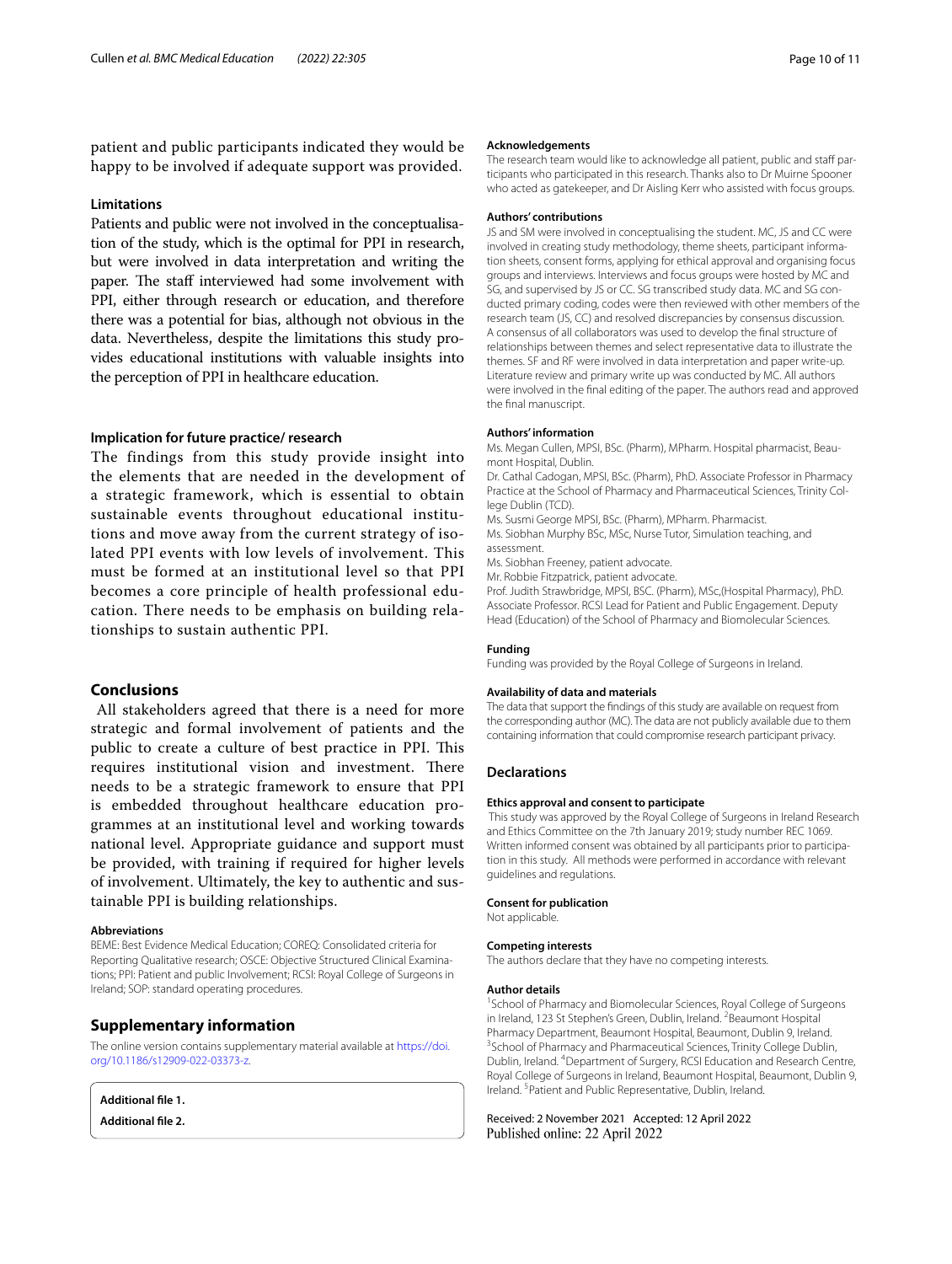patient and public participants indicated they would be happy to be involved if adequate support was provided.

### Limitations

Patients and public were not involved in the conceptualisation of the study, which is the optimal for PPI in research, but were involved in data interpretation and writing the paper. The staff interviewed had some involvement with PPI, either through research or education, and therefore there was a potential for bias, although not obvious in the data. Nevertheless, despite the limitations this study provides educational institutions with valuable insights into the perception of PPI in healthcare education.

### Implication for future practice/ research

The findings from this study provide insight into the elements that are needed in the development of a strategic framework, which is essential to obtain sustainable events throughout educational institutions and move away from the current strategy of isolated PPI events with low levels of involvement. This must be formed at an institutional level so that PPI becomes a core principle of health professional education. There needs to be emphasis on building relationships to sustain authentic PPI.

## Conclusions

All stakeholders agreed that there is a need for more strategic and formal involvement of patients and the public to create a culture of best practice in PPI. This requires institutional vision and investment. There needs to be a strategic framework to ensure that PPI is embedded throughout healthcare education programmes at an institutional level and working towards national level. Appropriate guidance and support must be provided, with training if required for higher levels of involvement. Ultimately, the key to authentic and sustainable PPI is building relationships.

#### Abbreviations

BEME: Best Evidence Medical Education; COREQ: Consolidated criteria for Reporting Qualitative research; OSCE: Objective Structured Clinical Examinations; PPI: Patient and public Involvement; RCSI: Royal College of Surgeons in Ireland; SOP: standard operating procedures.

## Supplementary information

The online version contains supplementary material available at https://doi.org/10.1186/s12909-022-03373-z.

**Additional file 1.**

**Additional file 2.**

#### Acknowledgements

The research team would like to acknowledge all patient, public and staff participants who participated in this research. Thanks also to Dr Muirne Spooner who acted as gatekeeper, and Dr Aisling Kerr who assisted with focus groups.

#### Authors' contributions

JS and SM were involved in conceptualising the student. MC, JS and CC were involved in creating study methodology, theme sheets, participant information sheets, consent forms, applying for ethical approval and organising focus groups and interviews. Interviews and focus groups were hosted by MC and SG, and supervised by JS or CC. SG transcribed study data. MC and SG conducted primary coding, codes were then reviewed with other members of the research team (JS, CC) and resolved discrepancies by consensus discussion. A consensus of all collaborators was used to develop the final structure of relationships between themes and select representative data to illustrate the themes. SF and RF were involved in data interpretation and paper write-up. Literature review and primary write up was conducted by MC. All authors were involved in the final editing of the paper. The authors read and approved the final manuscript.

#### Authors' information

Ms. Megan Cullen, MPSI, BSc. (Pharm), MPharm. Hospital pharmacist, Beaumont Hospital, Dublin.

Dr. Cathal Cadogan, MPSI, BSc. (Pharm), PhD. Associate Professor in Pharmacy Practice at the School of Pharmacy and Pharmaceutical Sciences, Trinity College Dublin (TCD).

Ms. Susmi George MPSI, BSc. (Pharm), MPharm. Pharmacist.

Ms. Siobhan Murphy BSc, MSc, Nurse Tutor, Simulation teaching, and assessment.

Ms. Siobhan Freeney, patient advocate.

Mr. Robbie Fitzpatrick, patient advocate.

Prof. Judith Strawbridge, MPSI, BSC. (Pharm), MSc,(Hospital Pharmacy), PhD. Associate Professor. RCSI Lead for Patient and Public Engagement. Deputy Head (Education) of the School of Pharmacy and Biomolecular Sciences.

#### Funding

Funding was provided by the Royal College of Surgeons in Ireland.

#### Availability of data and materials

The data that support the findings of this study are available on request from the corresponding author (MC). The data are not publicly available due to them containing information that could compromise research participant privacy.

## Declarations

#### Ethics approval and consent to participate

This study was approved by the Royal College of Surgeons in Ireland Research and Ethics Committee on the 7th January 2019; study number REC 1069. Written informed consent was obtained by all participants prior to participation in this study. All methods were performed in accordance with relevant guidelines and regulations.

#### Consent for publication

Not applicable.

#### Competing interests

The authors declare that they have no competing interests.

#### Author details

[1]School of Pharmacy and Biomolecular Sciences, Royal College of Surgeons in Ireland, 123 St Stephen's Green, Dublin, Ireland. [2]Beaumont Hospital Pharmacy Department, Beaumont Hospital, Beaumont, Dublin 9, Ireland. [3]School of Pharmacy and Pharmaceutical Sciences, Trinity College Dublin, Dublin, Ireland. [4]Department of Surgery, RCSI Education and Research Centre, Royal College of Surgeons in Ireland, Beaumont Hospital, Beaumont, Dublin 9, Ireland. [5]Patient and Public Representative, Dublin, Ireland.

Received: 2 November 2021 Accepted: 12 April 2022
Published online: 22 April 2022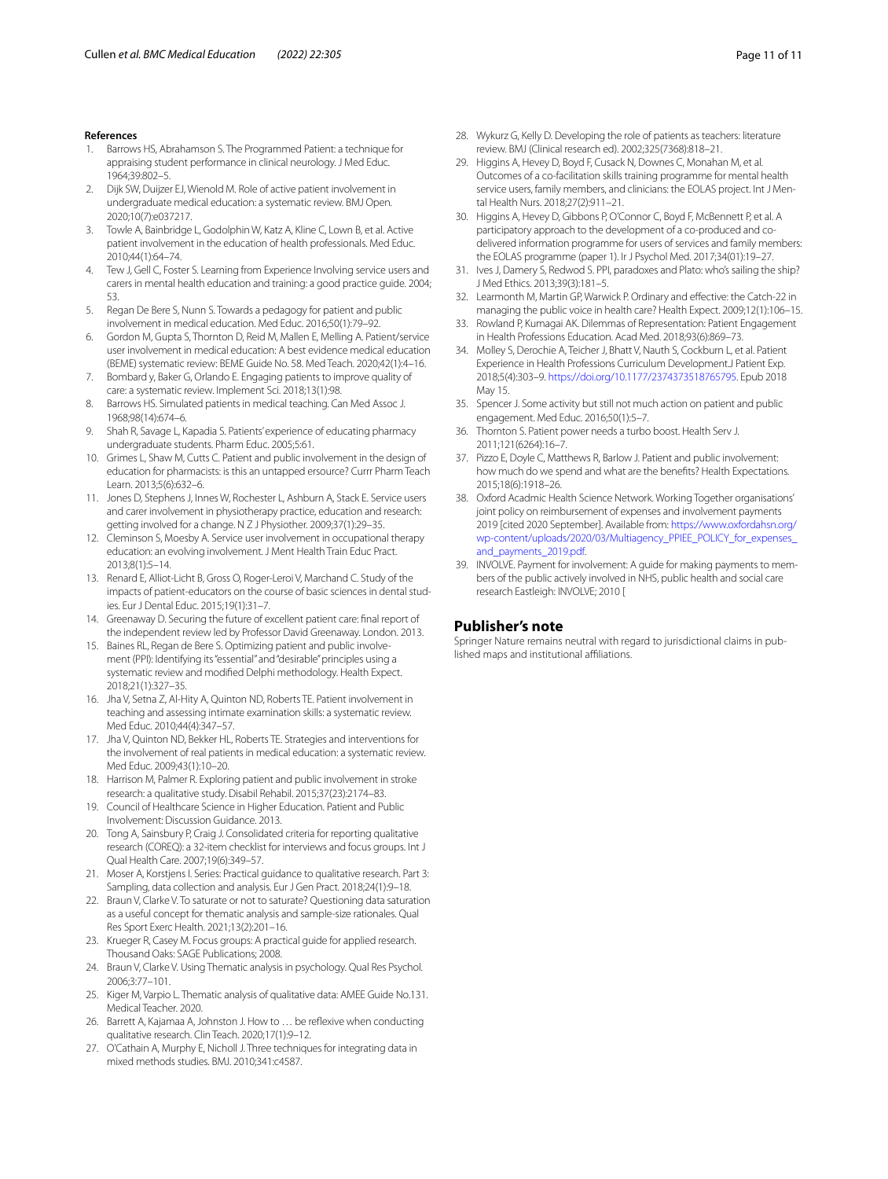### References

1. Barrows HS, Abrahamson S. The Programmed Patient: a technique for appraising student performance in clinical neurology. J Med Educ. 1964;39:802–5.
2. Dijk SW, Duijzer EJ, Wienold M. Role of active patient involvement in undergraduate medical education: a systematic review. BMJ Open. 2020;10(7):e037217.
3. Towle A, Bainbridge L, Godolphin W, Katz A, Kline C, Lown B, et al. Active patient involvement in the education of health professionals. Med Educ. 2010;44(1):64–74.
4. Tew J, Gell C, Foster S. Learning from Experience Involving service users and carers in mental health education and training: a good practice guide. 2004; 53.
5. Regan De Bere S, Nunn S. Towards a pedagogy for patient and public involvement in medical education. Med Educ. 2016;50(1):79–92.
6. Gordon M, Gupta S, Thornton D, Reid M, Mallen E, Melling A. Patient/service user involvement in medical education: A best evidence medical education (BEME) systematic review: BEME Guide No. 58. Med Teach. 2020;42(1):4–16.
7. Bombard y, Baker G, Orlando E. Engaging patients to improve quality of care: a systematic review. Implement Sci. 2018;13(1):98.
8. Barrows HS. Simulated patients in medical teaching. Can Med Assoc J. 1968;98(14):674–6.
9. Shah R, Savage L, Kapadia S. Patients' experience of educating pharmacy undergraduate students. Pharm Educ. 2005;5:61.
10. Grimes L, Shaw M, Cutts C. Patient and public involvement in the design of education for pharmacists: is this an untapped ersource? Currr Pharm Teach Learn. 2013;5(6):632–6.
11. Jones D, Stephens J, Innes W, Rochester L, Ashburn A, Stack E. Service users and carer involvement in physiotherapy practice, education and research: getting involved for a change. N Z J Physiother. 2009;37(1):29–35.
12. Cleminson S, Moesby A. Service user involvement in occupational therapy education: an evolving involvement. J Ment Health Train Educ Pract. 2013;8(1):5–14.
13. Renard E, Alliot-Licht B, Gross O, Roger-Leroi V, Marchand C. Study of the impacts of patient-educators on the course of basic sciences in dental studies. Eur J Dental Educ. 2015;19(1):31–7.
14. Greenaway D. Securing the future of excellent patient care: final report of the independent review led by Professor David Greenaway. London. 2013.
15. Baines RL, Regan de Bere S. Optimizing patient and public involvement (PPI): Identifying its "essential" and "desirable" principles using a systematic review and modified Delphi methodology. Health Expect. 2018;21(1):327–35.
16. Jha V, Setna Z, Al-Hity A, Quinton ND, Roberts TE. Patient involvement in teaching and assessing intimate examination skills: a systematic review. Med Educ. 2010;44(4):347–57.
17. Jha V, Quinton ND, Bekker HL, Roberts TE. Strategies and interventions for the involvement of real patients in medical education: a systematic review. Med Educ. 2009;43(1):10–20.
18. Harrison M, Palmer R. Exploring patient and public involvement in stroke research: a qualitative study. Disabil Rehabil. 2015;37(23):2174–83.
19. Council of Healthcare Science in Higher Education. Patient and Public Involvement: Discussion Guidance. 2013.
20. Tong A, Sainsbury P, Craig J. Consolidated criteria for reporting qualitative research (COREQ): a 32-item checklist for interviews and focus groups. Int J Qual Health Care. 2007;19(6):349–57.
21. Moser A, Korstjens I. Series: Practical guidance to qualitative research. Part 3: Sampling, data collection and analysis. Eur J Gen Pract. 2018;24(1):9–18.
22. Braun V, Clarke V. To saturate or not to saturate? Questioning data saturation as a useful concept for thematic analysis and sample-size rationales. Qual Res Sport Exerc Health. 2021;13(2):201–16.
23. Krueger R, Casey M. Focus groups: A practical guide for applied research. Thousand Oaks: SAGE Publications; 2008.
24. Braun V, Clarke V. Using Thematic analysis in psychology. Qual Res Psychol. 2006;3:77–101.
25. Kiger M, Varpio L. Thematic analysis of qualitative data: AMEE Guide No.131. Medical Teacher. 2020.
26. Barrett A, Kajamaa A, Johnston J. How to … be reflexive when conducting qualitative research. Clin Teach. 2020;17(1):9–12.
27. O'Cathain A, Murphy E, Nicholl J. Three techniques for integrating data in mixed methods studies. BMJ. 2010;341:c4587.
28. Wykurz G, Kelly D. Developing the role of patients as teachers: literature review. BMJ (Clinical research ed). 2002;325(7368):818–21.
29. Higgins A, Hevey D, Boyd F, Cusack N, Downes C, Monahan M, et al. Outcomes of a co-facilitation skills training programme for mental health service users, family members, and clinicians: the EOLAS project. Int J Mental Health Nurs. 2018;27(2):911–21.
30. Higgins A, Hevey D, Gibbons P, O'Connor C, Boyd F, McBennett P, et al. A participatory approach to the development of a co-produced and co-delivered information programme for users of services and family members: the EOLAS programme (paper 1). Ir J Psychol Med. 2017;34(01):19–27.
31. Ives J, Damery S, Redwod S. PPI, paradoxes and Plato: who's sailing the ship? J Med Ethics. 2013;39(3):181–5.
32. Learmonth M, Martin GP, Warwick P. Ordinary and effective: the Catch-22 in managing the public voice in health care? Health Expect. 2009;12(1):106–15.
33. Rowland P, Kumagai AK. Dilemmas of Representation: Patient Engagement in Health Professions Education. Acad Med. 2018;93(6):869–73.
34. Molley S, Derochie A, Teicher J, Bhatt V, Nauth S, Cockburn L, et al. Patient Experience in Health Professions Curriculum Development.J Patient Exp. 2018;5(4):303–9. https://doi.org/10.1177/2374373518765795. Epub 2018 May 15.
35. Spencer J. Some activity but still not much action on patient and public engagement. Med Educ. 2016;50(1):5–7.
36. Thornton S. Patient power needs a turbo boost. Health Serv J. 2011;121(6264):16–7.
37. Pizzo E, Doyle C, Matthews R, Barlow J. Patient and public involvement: how much do we spend and what are the benefits? Health Expectations. 2015;18(6):1918–26.
38. Oxford Acadmic Health Science Network. Working Together organisations' joint policy on reimbursement of expenses and involvement payments 2019 [cited 2020 September]. Available from: https://www.oxfordahsn.org/wp-content/uploads/2020/03/Multiagency_PPIEE_POLICY_for_expenses_and_payments_2019.pdf.
39. INVOLVE. Payment for involvement: A guide for making payments to members of the public actively involved in NHS, public health and social care research Eastleigh: INVOLVE; 2010 [

## Publisher's note

Springer Nature remains neutral with regard to jurisdictional claims in published maps and institutional affiliations.